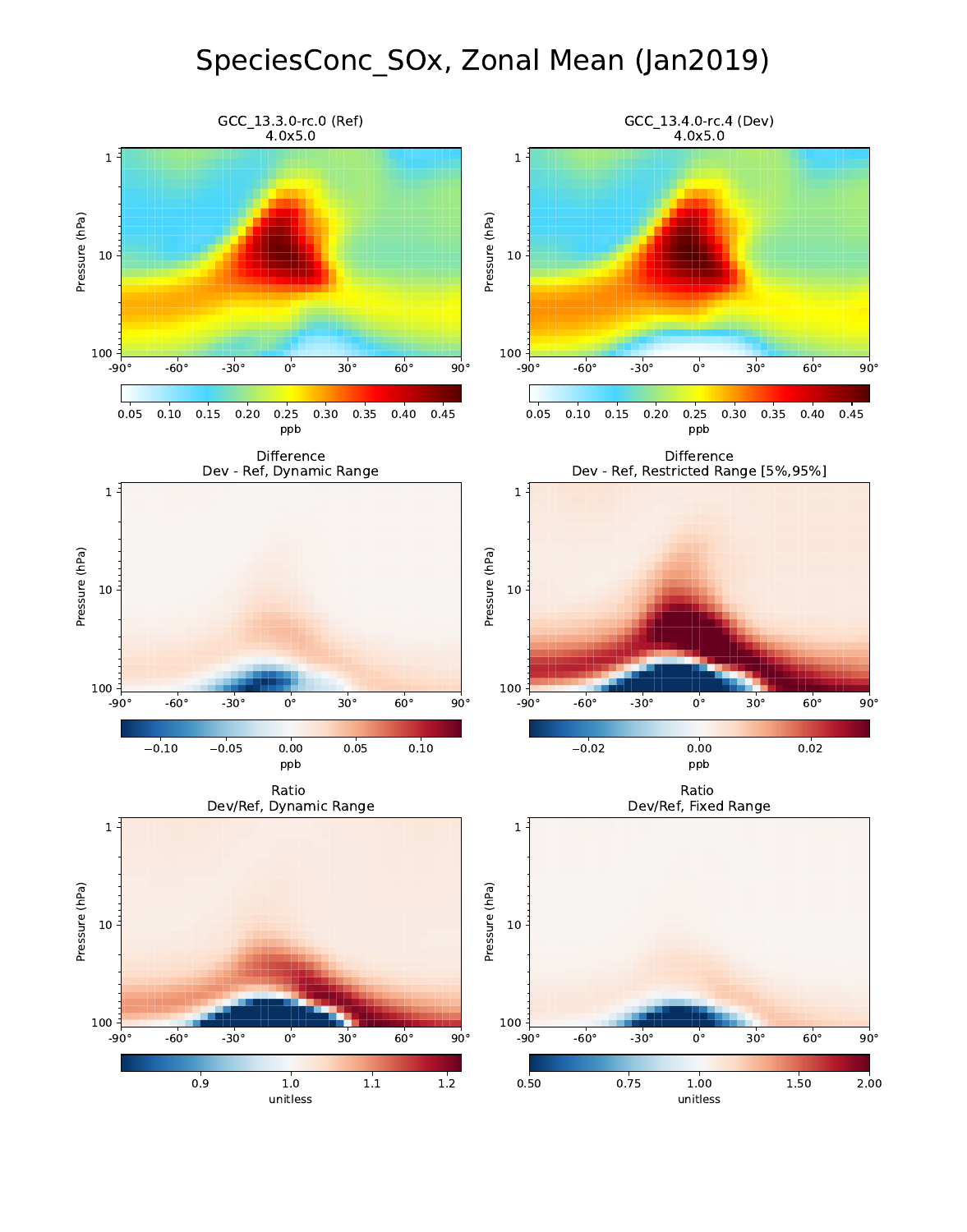# SpeciesConc_SOx, Zonal Mean (Jan2019)

GCC_13.3.0-rc.0 (Ref)
4.0x5.0

Pressure (hPa)
1
10
100
-90° -60° -30° 0° 30° 60° 90°
0.05 0.10 0.15 0.20 0.25 0.30 0.35 0.40 0.45
ppb

GCC_13.4.0-rc.4 (Dev)
4.0x5.0

Pressure (hPa)
1
10
100
-90° -60° -30° 0° 30° 60° 90°
0.05 0.10 0.15 0.20 0.25 0.30 0.35 0.40 0.45
ppb

Difference
Dev - Ref, Dynamic Range

Pressure (hPa)
1
10
100
-90° -60° -30° 0° 30° 60° 90°
−0.10 −0.05 0.00 0.05 0.10
ppb

Difference
Dev - Ref, Restricted Range [5%,95%]

Pressure (hPa)
1
10
100
-90° -60° -30° 0° 30° 60° 90°
−0.02 0.00 0.02
ppb

Ratio
Dev/Ref, Dynamic Range

Pressure (hPa)
1
10
100
-90° -60° -30° 0° 30° 60° 90°
0.9 1.0 1.1 1.2
unitless

Ratio
Dev/Ref, Fixed Range

Pressure (hPa)
1
10
100
-90° -60° -30° 0° 30° 60° 90°
0.50 0.75 1.00 1.50 2.00
unitless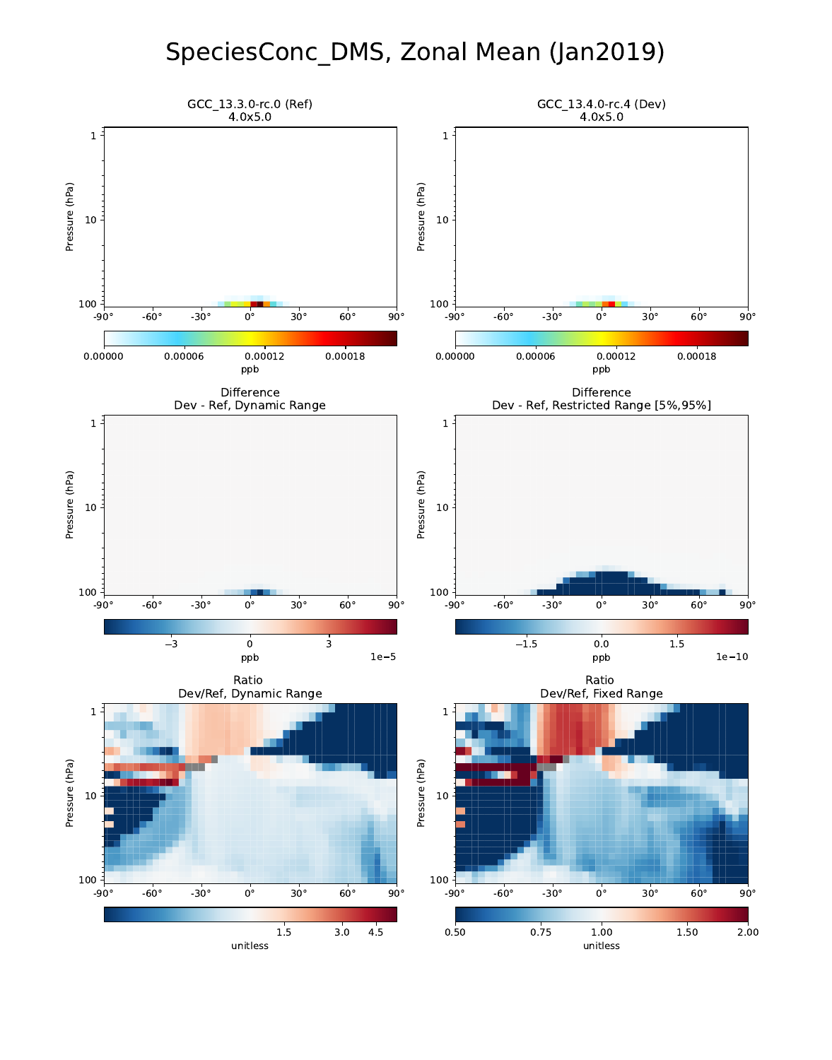# SpeciesConc_DMS, Zonal Mean (Jan2019)

GCC_13.3.0-rc.0 (Ref)
4.0x5.0

Pressure (hPa)
1
10
100
-90° -60° -30° 0° 30° 60° 90°
0.00000 0.00006 0.00012 0.00018
ppb

GCC_13.4.0-rc.4 (Dev)
4.0x5.0

Pressure (hPa)
1
10
100
-90° -60° -30° 0° 30° 60° 90°
0.00000 0.00006 0.00012 0.00018
ppb

Difference
Dev - Ref, Dynamic Range

Pressure (hPa)
1
10
100
-90° -60° -30° 0° 30° 60° 90°
−3 0 3
ppb 1e−5

Difference
Dev - Ref, Restricted Range [5%,95%]

Pressure (hPa)
1
10
100
-90° -60° -30° 0° 30° 60° 90°
−1.5 0.0 1.5
ppb 1e−10

Ratio
Dev/Ref, Dynamic Range

Pressure (hPa)
1
10
100
-90° -60° -30° 0° 30° 60° 90°
1.5 3.0 4.5
unitless

Ratio
Dev/Ref, Fixed Range

Pressure (hPa)
1
10
100
-90° -60° -30° 0° 30° 60° 90°
0.50 0.75 1.00 1.50 2.00
unitless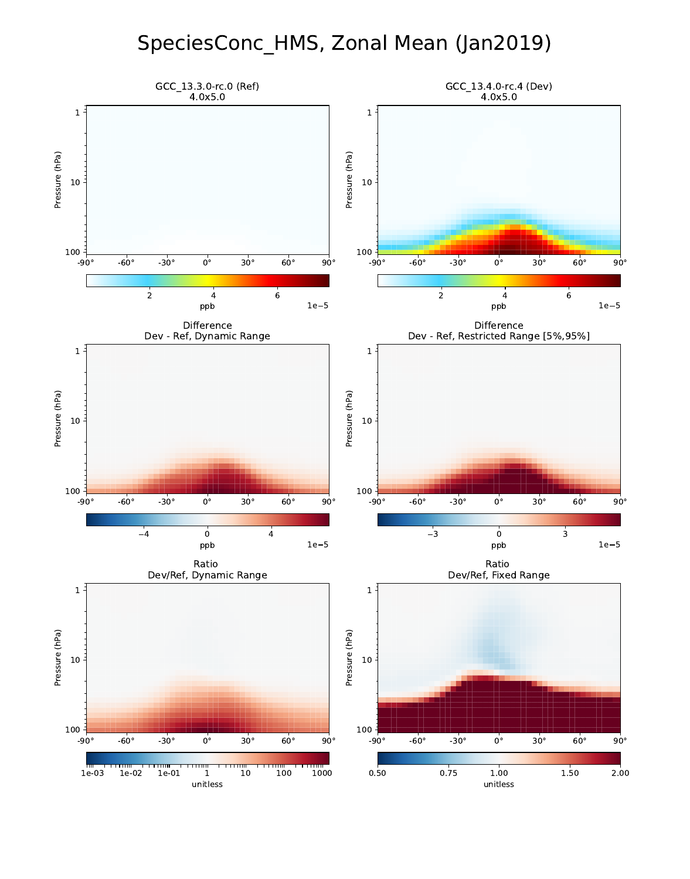# SpeciesConc_HMS, Zonal Mean (Jan2019)

GCC_13.3.0-rc.0 (Ref)
4.0x5.0

Pressure (hPa)
1
10
100
-90° -60° -30° 0° 30° 60° 90°
2 4 6
ppb
1e−5

GCC_13.4.0-rc.4 (Dev)
4.0x5.0

Pressure (hPa)
1
10
100
-90° -60° -30° 0° 30° 60° 90°
2 4 6
ppb
1e−5

Difference
Dev - Ref, Dynamic Range

Pressure (hPa)
1
10
100
-90° -60° -30° 0° 30° 60° 90°
−4 0 4
ppb
1e−5

Difference
Dev - Ref, Restricted Range [5%,95%]

Pressure (hPa)
1
10
100
-90° -60° -30° 0° 30° 60° 90°
−3 0 3
ppb
1e−5

Ratio
Dev/Ref, Dynamic Range

Pressure (hPa)
1
10
100
-90° -60° -30° 0° 30° 60° 90°
1e-03 1e-02 1e-01 1 10 100 1000
unitless

Ratio
Dev/Ref, Fixed Range

Pressure (hPa)
1
10
100
-90° -60° -30° 0° 30° 60° 90°
0.50 0.75 1.00 1.50 2.00
unitless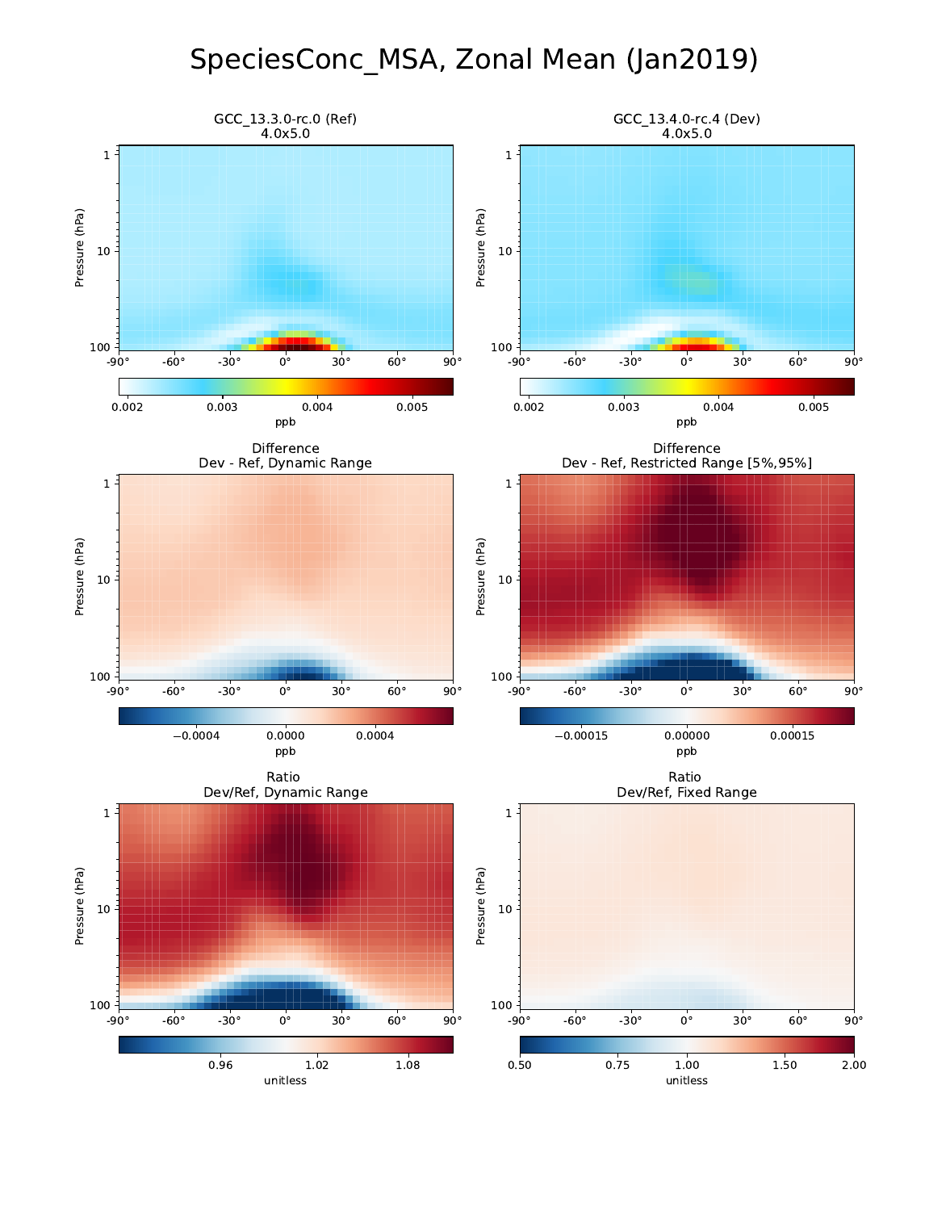# SpeciesConc_MSA, Zonal Mean (Jan2019)

GCC_13.3.0-rc.0 (Ref)
4.0x5.0

Pressure (hPa)

1
10
100

-90° -60° -30° 0° 30° 60° 90°

0.002 0.003 0.004 0.005
ppb

GCC_13.4.0-rc.4 (Dev)
4.0x5.0

Pressure (hPa)

1
10
100

-90° -60° -30° 0° 30° 60° 90°

0.002 0.003 0.004 0.005
ppb

Difference
Dev - Ref, Dynamic Range

Pressure (hPa)

1
10
100

-90° -60° -30° 0° 30° 60° 90°

−0.0004 0.0000 0.0004
ppb

Difference
Dev - Ref, Restricted Range [5%,95%]

Pressure (hPa)

1
10
100

-90° -60° -30° 0° 30° 60° 90°

−0.00015 0.00000 0.00015
ppb

Ratio
Dev/Ref, Dynamic Range

Pressure (hPa)

1
10
100

-90° -60° -30° 0° 30° 60° 90°

0.96 1.02 1.08
unitless

Ratio
Dev/Ref, Fixed Range

Pressure (hPa)

1
10
100

-90° -60° -30° 0° 30° 60° 90°

0.50 0.75 1.00 1.50 2.00
unitless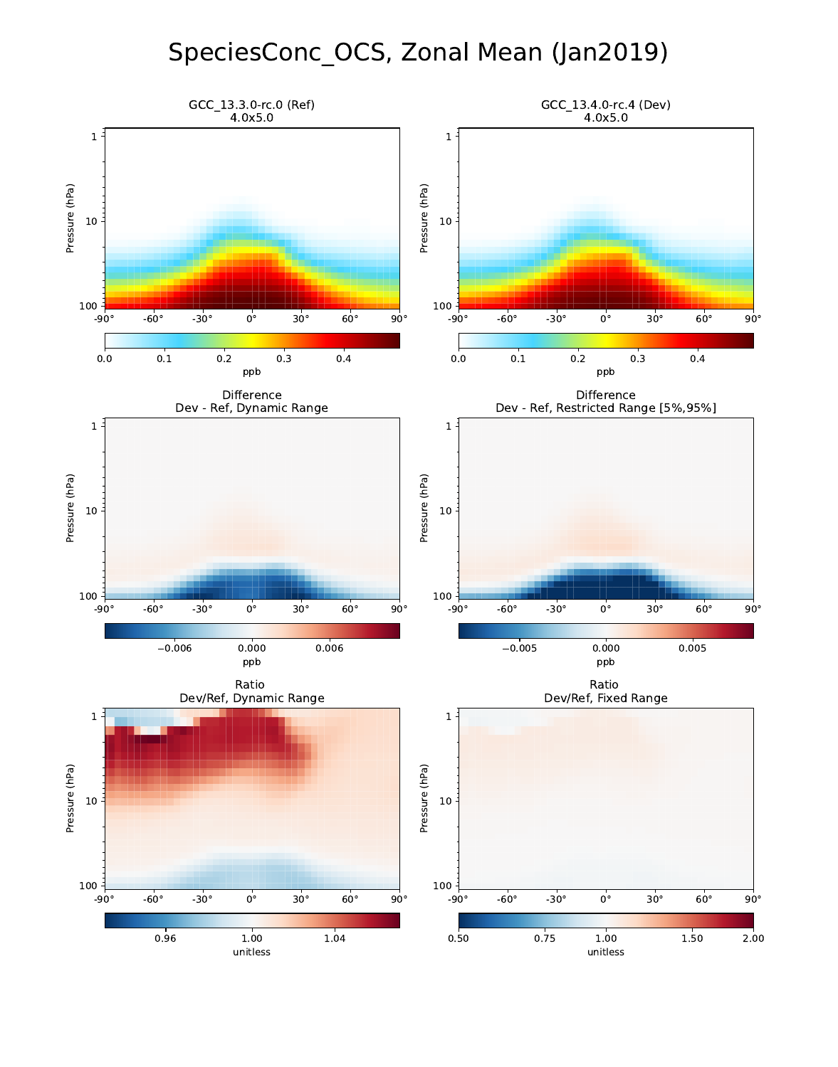# SpeciesConc_OCS, Zonal Mean (Jan2019)

GCC_13.3.0-rc.0 (Ref)
4.0x5.0

Pressure (hPa)
1
10
100
-90° -60° -30° 0° 30° 60° 90°
0.0 0.1 0.2 0.3 0.4
ppb

GCC_13.4.0-rc.4 (Dev)
4.0x5.0

Pressure (hPa)
1
10
100
-90° -60° -30° 0° 30° 60° 90°
0.0 0.1 0.2 0.3 0.4
ppb

Difference
Dev - Ref, Dynamic Range

Pressure (hPa)
1
10
100
-90° -60° -30° 0° 30° 60° 90°
−0.006 0.000 0.006
ppb

Difference
Dev - Ref, Restricted Range [5%,95%]

Pressure (hPa)
1
10
100
-90° -60° -30° 0° 30° 60° 90°
−0.005 0.000 0.005
ppb

Ratio
Dev/Ref, Dynamic Range

Pressure (hPa)
1
10
100
-90° -60° -30° 0° 30° 60° 90°
0.96 1.00 1.04
unitless

Ratio
Dev/Ref, Fixed Range

Pressure (hPa)
1
10
100
-90° -60° -30° 0° 30° 60° 90°
0.50 0.75 1.00 1.50 2.00
unitless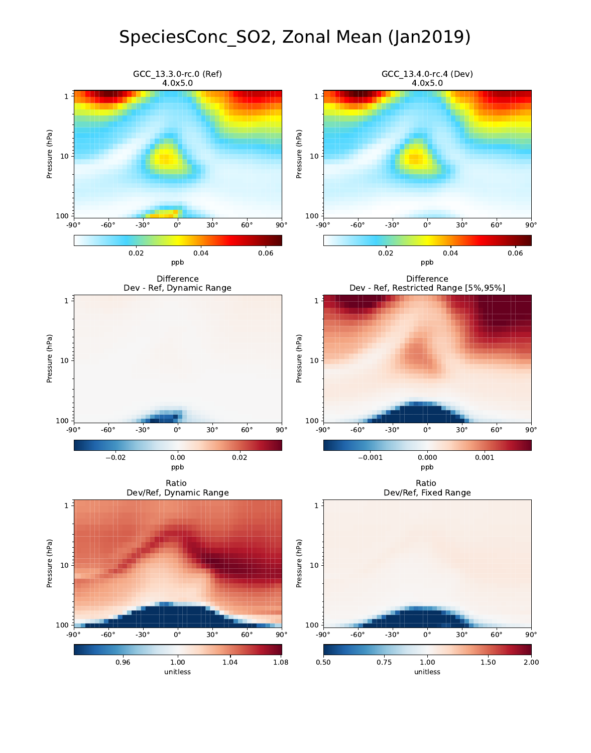# SpeciesConc_SO2, Zonal Mean (Jan2019)

GCC_13.3.0-rc.0 (Ref)
4.0x5.0

Pressure (hPa)
1
10
100
-90° -60° -30° 0° 30° 60° 90°
0.02 0.04 0.06
ppb

GCC_13.4.0-rc.4 (Dev)
4.0x5.0

Pressure (hPa)
1
10
100
-90° -60° -30° 0° 30° 60° 90°
0.02 0.04 0.06
ppb

Difference
Dev - Ref, Dynamic Range

Pressure (hPa)
1
10
100
-90° -60° -30° 0° 30° 60° 90°
−0.02 0.00 0.02
ppb

Difference
Dev - Ref, Restricted Range [5%,95%]

Pressure (hPa)
1
10
100
-90° -60° -30° 0° 30° 60° 90°
−0.001 0.000 0.001
ppb

Ratio
Dev/Ref, Dynamic Range

Pressure (hPa)
1
10
100
-90° -60° -30° 0° 30° 60° 90°
0.96 1.00 1.04 1.08
unitless

Ratio
Dev/Ref, Fixed Range

Pressure (hPa)
1
10
100
-90° -60° -30° 0° 30° 60° 90°
0.50 0.75 1.00 1.50 2.00
unitless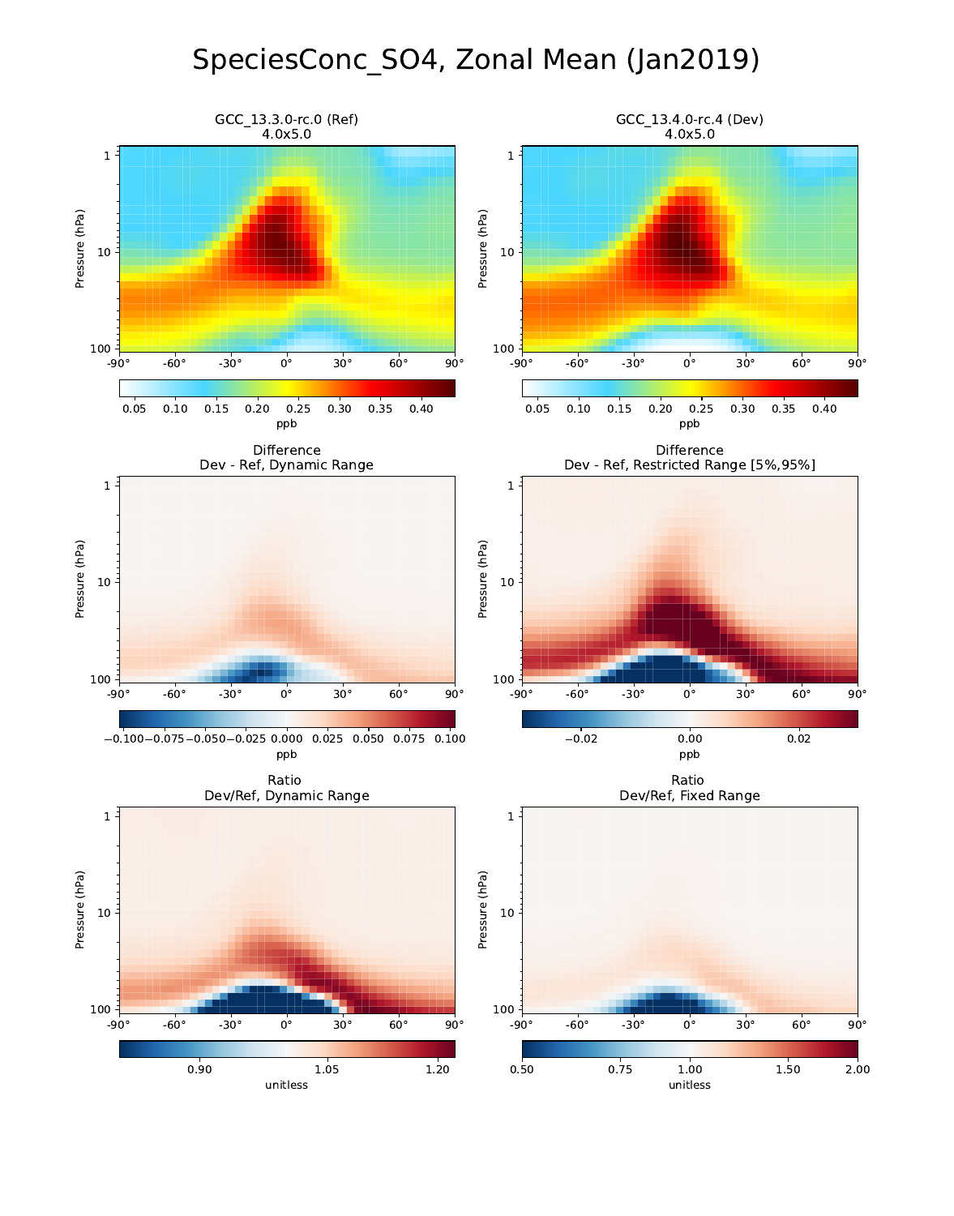# SpeciesConc_SO4, Zonal Mean (Jan2019)

GCC_13.3.0-rc.0 (Ref)
4.0x5.0

Pressure (hPa)
1
10
100
-90° -60° -30° 0° 30° 60° 90°
0.05 0.10 0.15 0.20 0.25 0.30 0.35 0.40
ppb

GCC_13.4.0-rc.4 (Dev)
4.0x5.0

Pressure (hPa)
1
10
100
-90° -60° -30° 0° 30° 60° 90°
0.05 0.10 0.15 0.20 0.25 0.30 0.35 0.40
ppb

Difference
Dev - Ref, Dynamic Range

Pressure (hPa)
1
10
100
-90° -60° -30° 0° 30° 60° 90°
−0.100 −0.075 −0.050 −0.025 0.000 0.025 0.050 0.075 0.100
ppb

Difference
Dev - Ref, Restricted Range [5%,95%]

Pressure (hPa)
1
10
100
-90° -60° -30° 0° 30° 60° 90°
−0.02 0.00 0.02
ppb

Ratio
Dev/Ref, Dynamic Range

Pressure (hPa)
1
10
100
-90° -60° -30° 0° 30° 60° 90°
0.90 1.05 1.20
unitless

Ratio
Dev/Ref, Fixed Range

Pressure (hPa)
1
10
100
-90° -60° -30° 0° 30° 60° 90°
0.50 0.75 1.00 1.50 2.00
unitless